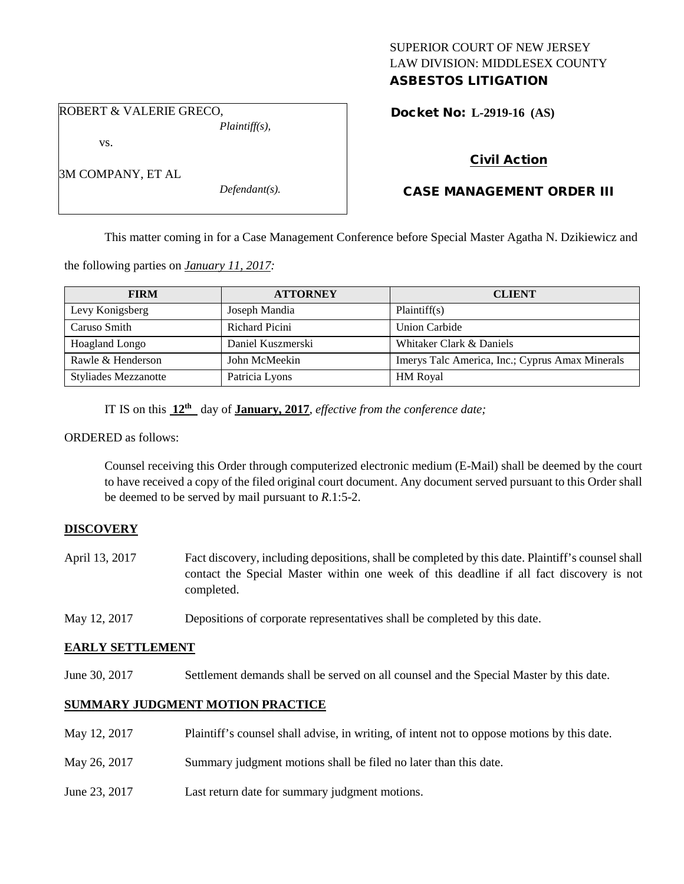SUPERIOR COURT OF NEW JERSEY
LAW DIVISION: MIDDLESEX COUNTY
**ASBESTOS LITIGATION**

ROBERT & VALERIE GRECO,
*Plaintiff(s),*

vs.

3M COMPANY, ET AL
*Defendant(s).*

**Docket No: L-2919-16 (AS)**

**Civil Action**

**CASE MANAGEMENT ORDER III**

This matter coming in for a Case Management Conference before Special Master Agatha N. Dzikiewicz and the following parties on *January 11, 2017:*

| FIRM | ATTORNEY | CLIENT |
| --- | --- | --- |
| Levy Konigsberg | Joseph Mandia | Plaintiff(s) |
| Caruso Smith | Richard Picini | Union Carbide |
| Hoagland Longo | Daniel Kuszmerski | Whitaker Clark & Daniels |
| Rawle & Henderson | John McMeekin | Imerys Talc America, Inc.; Cyprus Amax Minerals |
| Styliades Mezzanotte | Patricia Lyons | HM Royal |

IT IS on this **12th** day of **January, 2017**, *effective from the conference date;*

ORDERED as follows:

Counsel receiving this Order through computerized electronic medium (E-Mail) shall be deemed by the court to have received a copy of the filed original court document. Any document served pursuant to this Order shall be deemed to be served by mail pursuant to *R*.1:5-2.

**DISCOVERY**

April 13, 2017 Fact discovery, including depositions, shall be completed by this date. Plaintiff's counsel shall contact the Special Master within one week of this deadline if all fact discovery is not completed.

May 12, 2017 Depositions of corporate representatives shall be completed by this date.

**EARLY SETTLEMENT**

June 30, 2017 Settlement demands shall be served on all counsel and the Special Master by this date.

**SUMMARY JUDGMENT MOTION PRACTICE**

May 12, 2017 Plaintiff's counsel shall advise, in writing, of intent not to oppose motions by this date.

May 26, 2017 Summary judgment motions shall be filed no later than this date.

June 23, 2017 Last return date for summary judgment motions.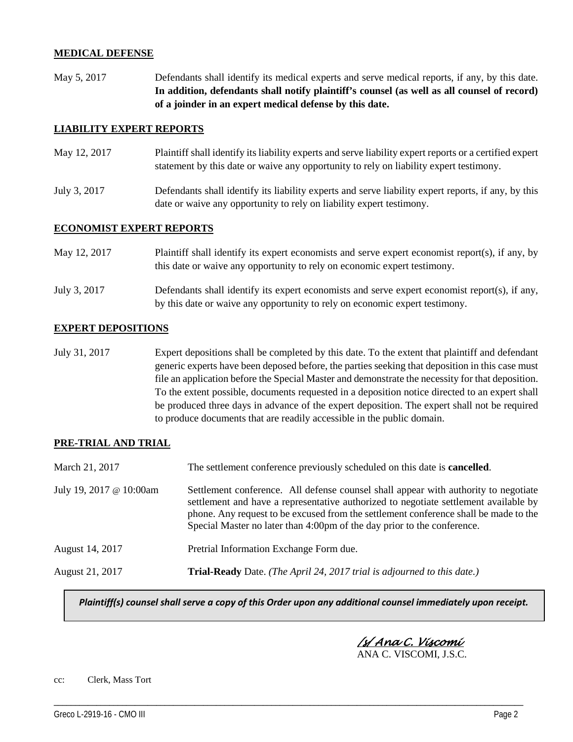**MEDICAL DEFENSE**

| | |
|---|---|
| May 5, 2017 | Defendants shall identify its medical experts and serve medical reports, if any, by this date. **In addition, defendants shall notify plaintiff's counsel (as well as all counsel of record) of a joinder in an expert medical defense by this date.** |

**LIABILITY EXPERT REPORTS**

| | |
|---|---|
| May 12, 2017 | Plaintiff shall identify its liability experts and serve liability expert reports or a certified expert statement by this date or waive any opportunity to rely on liability expert testimony. |
| July 3, 2017 | Defendants shall identify its liability experts and serve liability expert reports, if any, by this date or waive any opportunity to rely on liability expert testimony. |

**ECONOMIST EXPERT REPORTS**

| | |
|---|---|
| May 12, 2017 | Plaintiff shall identify its expert economists and serve expert economist report(s), if any, by this date or waive any opportunity to rely on economic expert testimony. |
| July 3, 2017 | Defendants shall identify its expert economists and serve expert economist report(s), if any, by this date or waive any opportunity to rely on economic expert testimony. |

**EXPERT DEPOSITIONS**

| | |
|---|---|
| July 31, 2017 | Expert depositions shall be completed by this date. To the extent that plaintiff and defendant generic experts have been deposed before, the parties seeking that deposition in this case must file an application before the Special Master and demonstrate the necessity for that deposition. To the extent possible, documents requested in a deposition notice directed to an expert shall be produced three days in advance of the expert deposition. The expert shall not be required to produce documents that are readily accessible in the public domain. |

**PRE-TRIAL AND TRIAL**

| | |
|---|---|
| March 21, 2017 | The settlement conference previously scheduled on this date is **cancelled**. |
| July 19, 2017 @ 10:00am | Settlement conference. All defense counsel shall appear with authority to negotiate settlement and have a representative authorized to negotiate settlement available by phone. Any request to be excused from the settlement conference shall be made to the Special Master no later than 4:00pm of the day prior to the conference. |
| August 14, 2017 | Pretrial Information Exchange Form due. |
| August 21, 2017 | **Trial-Ready** Date. *(The April 24, 2017 trial is adjourned to this date.)* |

***Plaintiff(s) counsel shall serve a copy of this Order upon any additional counsel immediately upon receipt.***

*/s/ Ana C. Viscomi*
ANA C. VISCOMI, J.S.C.

cc: Clerk, Mass Tort